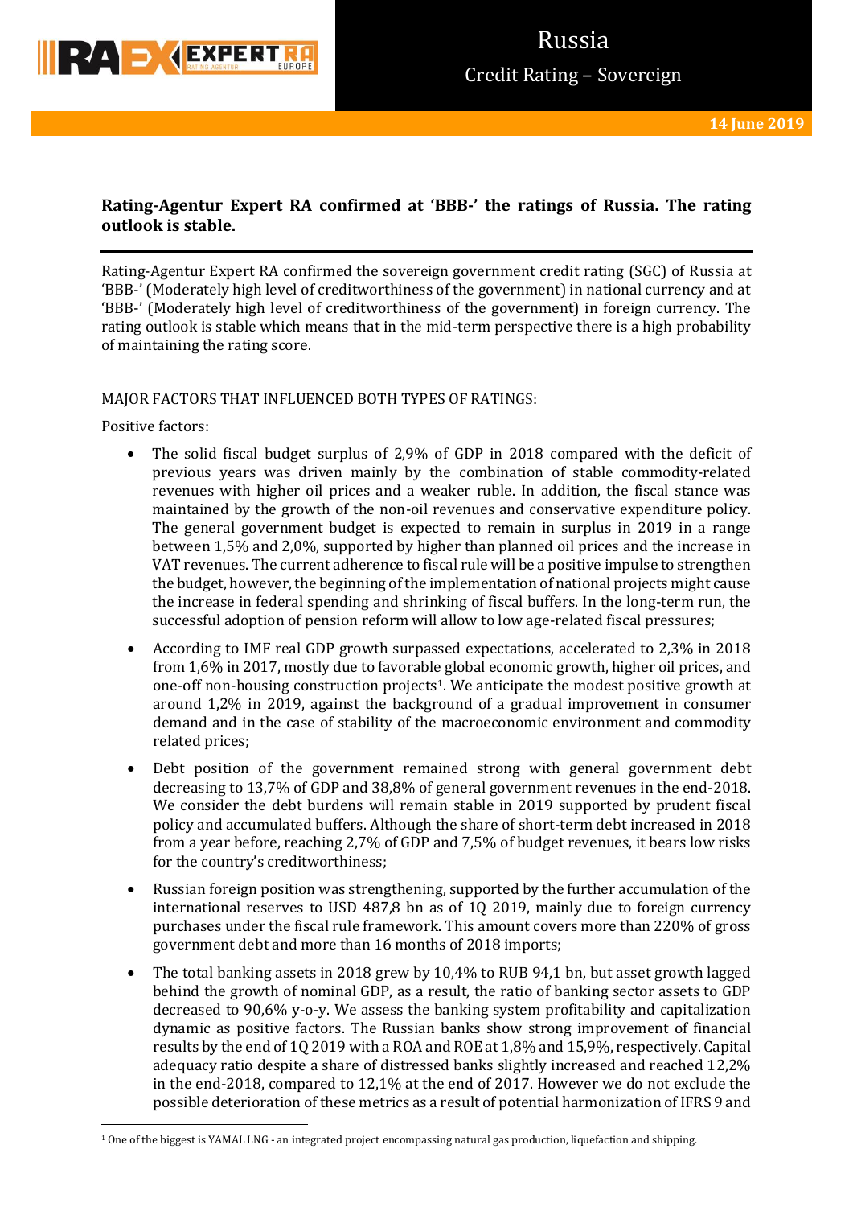# Russia

## Credit Rating – Sovereign

14 June 2019

**Rating-Agentur Expert RA confirmed at 'BBB-' the ratings of Russia. The rating outlook is stable.**

Rating-Agentur Expert RA confirmed the sovereign government credit rating (SGC) of Russia at 'BBB-' (Moderately high level of creditworthiness of the government) in national currency and at 'BBB-' (Moderately high level of creditworthiness of the government) in foreign currency. The rating outlook is stable which means that in the mid-term perspective there is a high probability of maintaining the rating score.

MAJOR FACTORS THAT INFLUENCED BOTH TYPES OF RATINGS:

Positive factors:

- The solid fiscal budget surplus of 2,9% of GDP in 2018 compared with the deficit of previous years was driven mainly by the combination of stable commodity-related revenues with higher oil prices and a weaker ruble. In addition, the fiscal stance was maintained by the growth of the non-oil revenues and conservative expenditure policy. The general government budget is expected to remain in surplus in 2019 in a range between 1,5% and 2,0%, supported by higher than planned oil prices and the increase in VAT revenues. The current adherence to fiscal rule will be a positive impulse to strengthen the budget, however, the beginning of the implementation of national projects might cause the increase in federal spending and shrinking of fiscal buffers. In the long-term run, the successful adoption of pension reform will allow to low age-related fiscal pressures;
- According to IMF real GDP growth surpassed expectations, accelerated to 2,3% in 2018 from 1,6% in 2017, mostly due to favorable global economic growth, higher oil prices, and one-off non-housing construction projects[1]. We anticipate the modest positive growth at around 1,2% in 2019, against the background of a gradual improvement in consumer demand and in the case of stability of the macroeconomic environment and commodity related prices;
- Debt position of the government remained strong with general government debt decreasing to 13,7% of GDP and 38,8% of general government revenues in the end-2018. We consider the debt burdens will remain stable in 2019 supported by prudent fiscal policy and accumulated buffers. Although the share of short-term debt increased in 2018 from a year before, reaching 2,7% of GDP and 7,5% of budget revenues, it bears low risks for the country's creditworthiness;
- Russian foreign position was strengthening, supported by the further accumulation of the international reserves to USD 487,8 bn as of 1Q 2019, mainly due to foreign currency purchases under the fiscal rule framework. This amount covers more than 220% of gross government debt and more than 16 months of 2018 imports;
- The total banking assets in 2018 grew by 10,4% to RUB 94,1 bn, but asset growth lagged behind the growth of nominal GDP, as a result, the ratio of banking sector assets to GDP decreased to 90,6% y-o-y. We assess the banking system profitability and capitalization dynamic as positive factors. The Russian banks show strong improvement of financial results by the end of 1Q 2019 with a ROA and ROE at 1,8% and 15,9%, respectively. Capital adequacy ratio despite a share of distressed banks slightly increased and reached 12,2% in the end-2018, compared to 12,1% at the end of 2017. However we do not exclude the possible deterioration of these metrics as a result of potential harmonization of IFRS 9 and

[1] One of the biggest is YAMAL LNG - an integrated project encompassing natural gas production, liquefaction and shipping.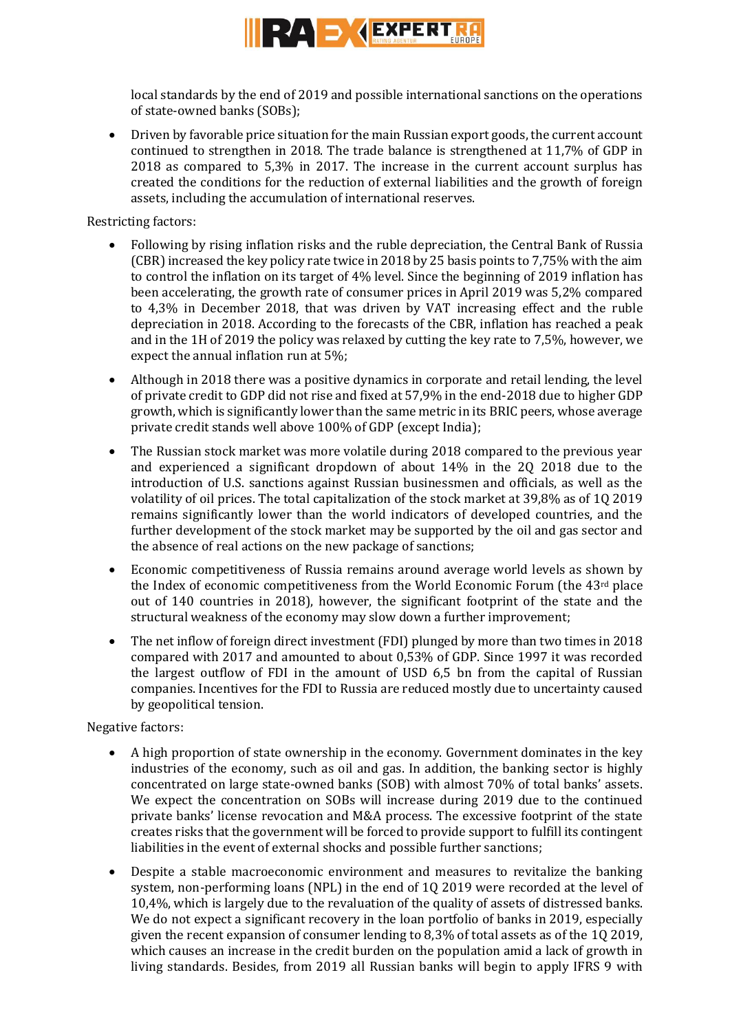local standards by the end of 2019 and possible international sanctions on the operations of state-owned banks (SOBs);

- Driven by favorable price situation for the main Russian export goods, the current account continued to strengthen in 2018. The trade balance is strengthened at 11,7% of GDP in 2018 as compared to 5,3% in 2017. The increase in the current account surplus has created the conditions for the reduction of external liabilities and the growth of foreign assets, including the accumulation of international reserves.

Restricting factors:

- Following by rising inflation risks and the ruble depreciation, the Central Bank of Russia (CBR) increased the key policy rate twice in 2018 by 25 basis points to 7,75% with the aim to control the inflation on its target of 4% level. Since the beginning of 2019 inflation has been accelerating, the growth rate of consumer prices in April 2019 was 5,2% compared to 4,3% in December 2018, that was driven by VAT increasing effect and the ruble depreciation in 2018. According to the forecasts of the CBR, inflation has reached a peak and in the 1H of 2019 the policy was relaxed by cutting the key rate to 7,5%, however, we expect the annual inflation run at 5%;
- Although in 2018 there was a positive dynamics in corporate and retail lending, the level of private credit to GDP did not rise and fixed at 57,9% in the end-2018 due to higher GDP growth, which is significantly lower than the same metric in its BRIC peers, whose average private credit stands well above 100% of GDP (except India);
- The Russian stock market was more volatile during 2018 compared to the previous year and experienced a significant dropdown of about 14% in the 2Q 2018 due to the introduction of U.S. sanctions against Russian businessmen and officials, as well as the volatility of oil prices. The total capitalization of the stock market at 39,8% as of 1Q 2019 remains significantly lower than the world indicators of developed countries, and the further development of the stock market may be supported by the oil and gas sector and the absence of real actions on the new package of sanctions;
- Economic competitiveness of Russia remains around average world levels as shown by the Index of economic competitiveness from the World Economic Forum (the 43rd place out of 140 countries in 2018), however, the significant footprint of the state and the structural weakness of the economy may slow down a further improvement;
- The net inflow of foreign direct investment (FDI) plunged by more than two times in 2018 compared with 2017 and amounted to about 0,53% of GDP. Since 1997 it was recorded the largest outflow of FDI in the amount of USD 6,5 bn from the capital of Russian companies. Incentives for the FDI to Russia are reduced mostly due to uncertainty caused by geopolitical tension.

Negative factors:

- A high proportion of state ownership in the economy. Government dominates in the key industries of the economy, such as oil and gas. In addition, the banking sector is highly concentrated on large state-owned banks (SOB) with almost 70% of total banks' assets. We expect the concentration on SOBs will increase during 2019 due to the continued private banks' license revocation and M&A process. The excessive footprint of the state creates risks that the government will be forced to provide support to fulfill its contingent liabilities in the event of external shocks and possible further sanctions;
- Despite a stable macroeconomic environment and measures to revitalize the banking system, non-performing loans (NPL) in the end of 1Q 2019 were recorded at the level of 10,4%, which is largely due to the revaluation of the quality of assets of distressed banks. We do not expect a significant recovery in the loan portfolio of banks in 2019, especially given the recent expansion of consumer lending to 8,3% of total assets as of the 1Q 2019, which causes an increase in the credit burden on the population amid a lack of growth in living standards. Besides, from 2019 all Russian banks will begin to apply IFRS 9 with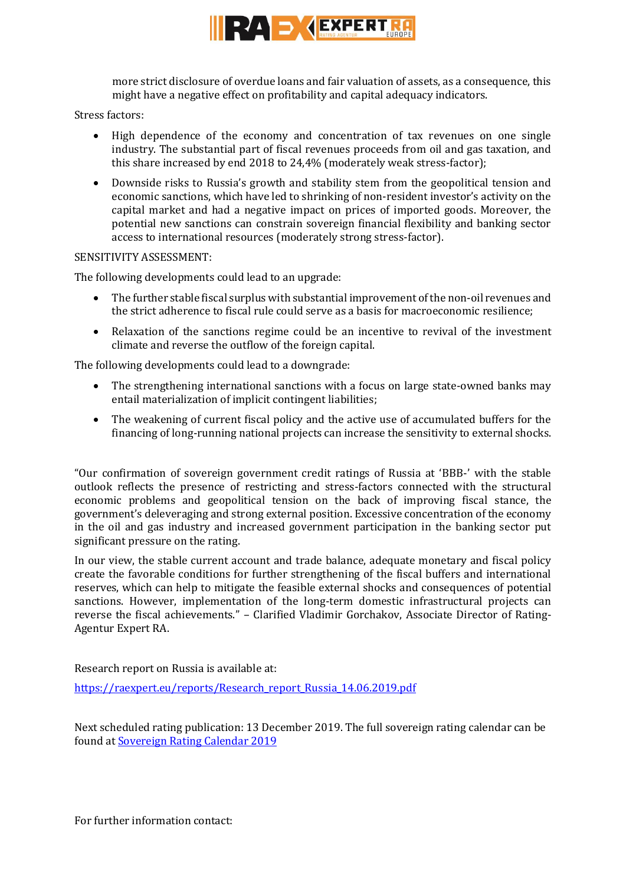more strict disclosure of overdue loans and fair valuation of assets, as a consequence, this might have a negative effect on profitability and capital adequacy indicators.

Stress factors:

- High dependence of the economy and concentration of tax revenues on one single industry. The substantial part of fiscal revenues proceeds from oil and gas taxation, and this share increased by end 2018 to 24,4% (moderately weak stress-factor);
- Downside risks to Russia's growth and stability stem from the geopolitical tension and economic sanctions, which have led to shrinking of non-resident investor's activity on the capital market and had a negative impact on prices of imported goods. Moreover, the potential new sanctions can constrain sovereign financial flexibility and banking sector access to international resources (moderately strong stress-factor).

SENSITIVITY ASSESSMENT:

The following developments could lead to an upgrade:

- The further stable fiscal surplus with substantial improvement of the non-oil revenues and the strict adherence to fiscal rule could serve as a basis for macroeconomic resilience;
- Relaxation of the sanctions regime could be an incentive to revival of the investment climate and reverse the outflow of the foreign capital.

The following developments could lead to a downgrade:

- The strengthening international sanctions with a focus on large state-owned banks may entail materialization of implicit contingent liabilities;
- The weakening of current fiscal policy and the active use of accumulated buffers for the financing of long-running national projects can increase the sensitivity to external shocks.

"Our confirmation of sovereign government credit ratings of Russia at 'BBB-' with the stable outlook reflects the presence of restricting and stress-factors connected with the structural economic problems and geopolitical tension on the back of improving fiscal stance, the government's deleveraging and strong external position. Excessive concentration of the economy in the oil and gas industry and increased government participation in the banking sector put significant pressure on the rating.

In our view, the stable current account and trade balance, adequate monetary and fiscal policy create the favorable conditions for further strengthening of the fiscal buffers and international reserves, which can help to mitigate the feasible external shocks and consequences of potential sanctions. However, implementation of the long-term domestic infrastructural projects can reverse the fiscal achievements." – Clarified Vladimir Gorchakov, Associate Director of Rating-Agentur Expert RA.

Research report on Russia is available at:

[https://raexpert.eu/reports/Research_report_Russia_14.06.2019.pdf](https://raexpert.eu/reports/Research_report_Russia_14.06.2019.pdf)

Next scheduled rating publication: 13 December 2019. The full sovereign rating calendar can be found at [Sovereign Rating Calendar 2019]

For further information contact: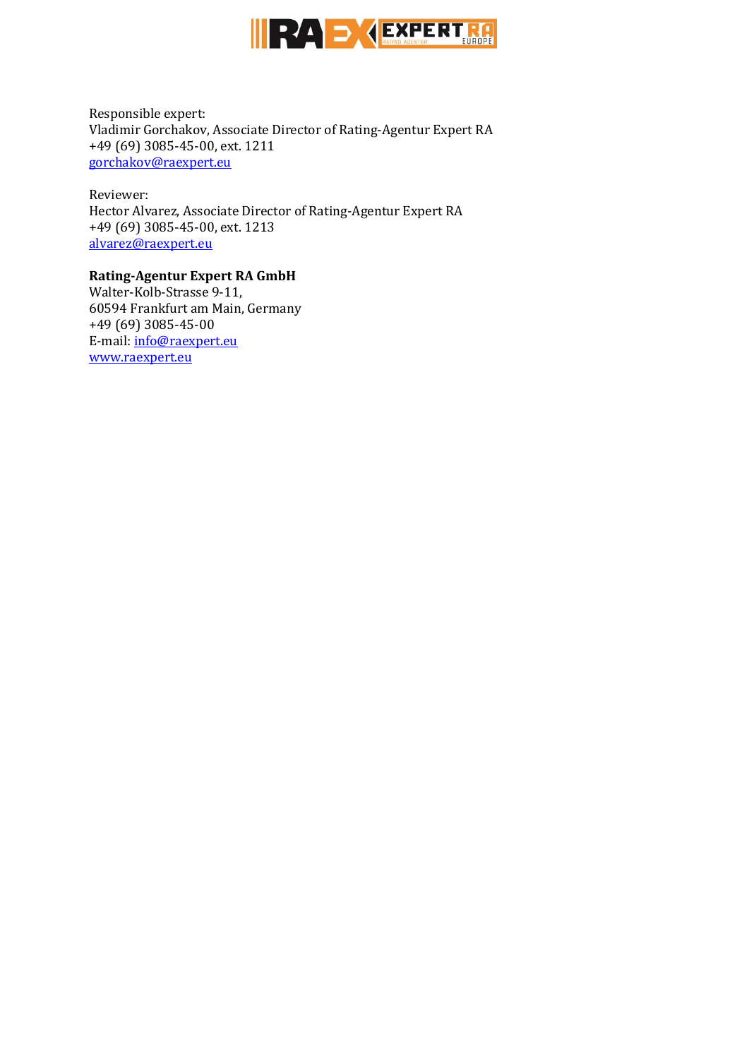Responsible expert:
Vladimir Gorchakov, Associate Director of Rating-Agentur Expert RA
+49 (69) 3085-45-00, ext. 1211
[gorchakov@raexpert.eu](mailto:gorchakov@raexpert.eu)

Reviewer:
Hector Alvarez, Associate Director of Rating-Agentur Expert RA
+49 (69) 3085-45-00, ext. 1213
[alvarez@raexpert.eu](mailto:alvarez@raexpert.eu)

**Rating-Agentur Expert RA GmbH**
Walter-Kolb-Strasse 9-11,
60594 Frankfurt am Main, Germany
+49 (69) 3085-45-00
E-mail: [info@raexpert.eu](mailto:info@raexpert.eu)
[www.raexpert.eu](http://www.raexpert.eu)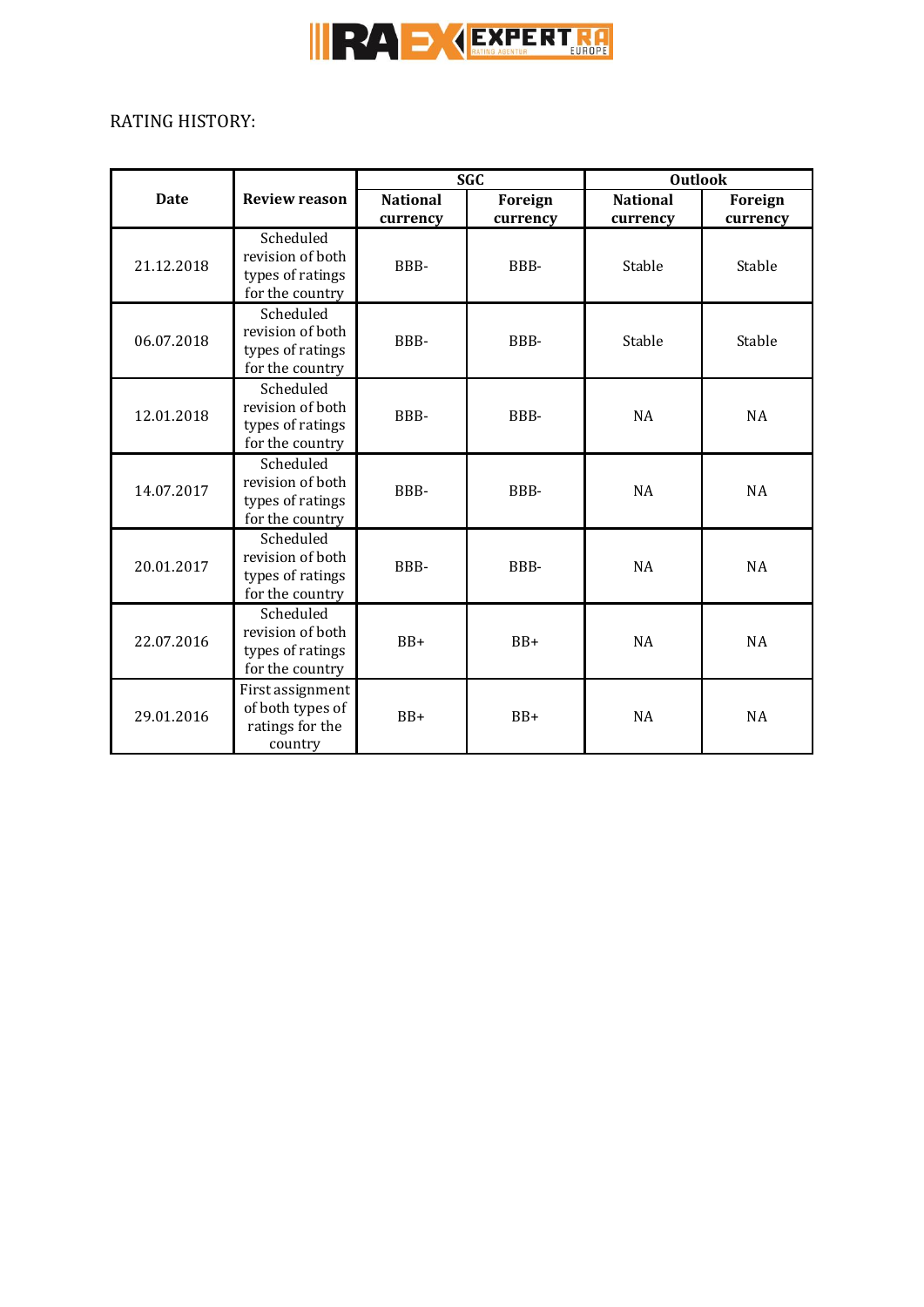RATING HISTORY:

| Date | Review reason | SGC | | Outlook | |
|---|---|---|---|---|---|
| | | National currency | Foreign currency | National currency | Foreign currency |
| 21.12.2018 | Scheduled revision of both types of ratings for the country | BBB- | BBB- | Stable | Stable |
| 06.07.2018 | Scheduled revision of both types of ratings for the country | BBB- | BBB- | Stable | Stable |
| 12.01.2018 | Scheduled revision of both types of ratings for the country | BBB- | BBB- | NA | NA |
| 14.07.2017 | Scheduled revision of both types of ratings for the country | BBB- | BBB- | NA | NA |
| 20.01.2017 | Scheduled revision of both types of ratings for the country | BBB- | BBB- | NA | NA |
| 22.07.2016 | Scheduled revision of both types of ratings for the country | BB+ | BB+ | NA | NA |
| 29.01.2016 | First assignment of both types of ratings for the country | BB+ | BB+ | NA | NA |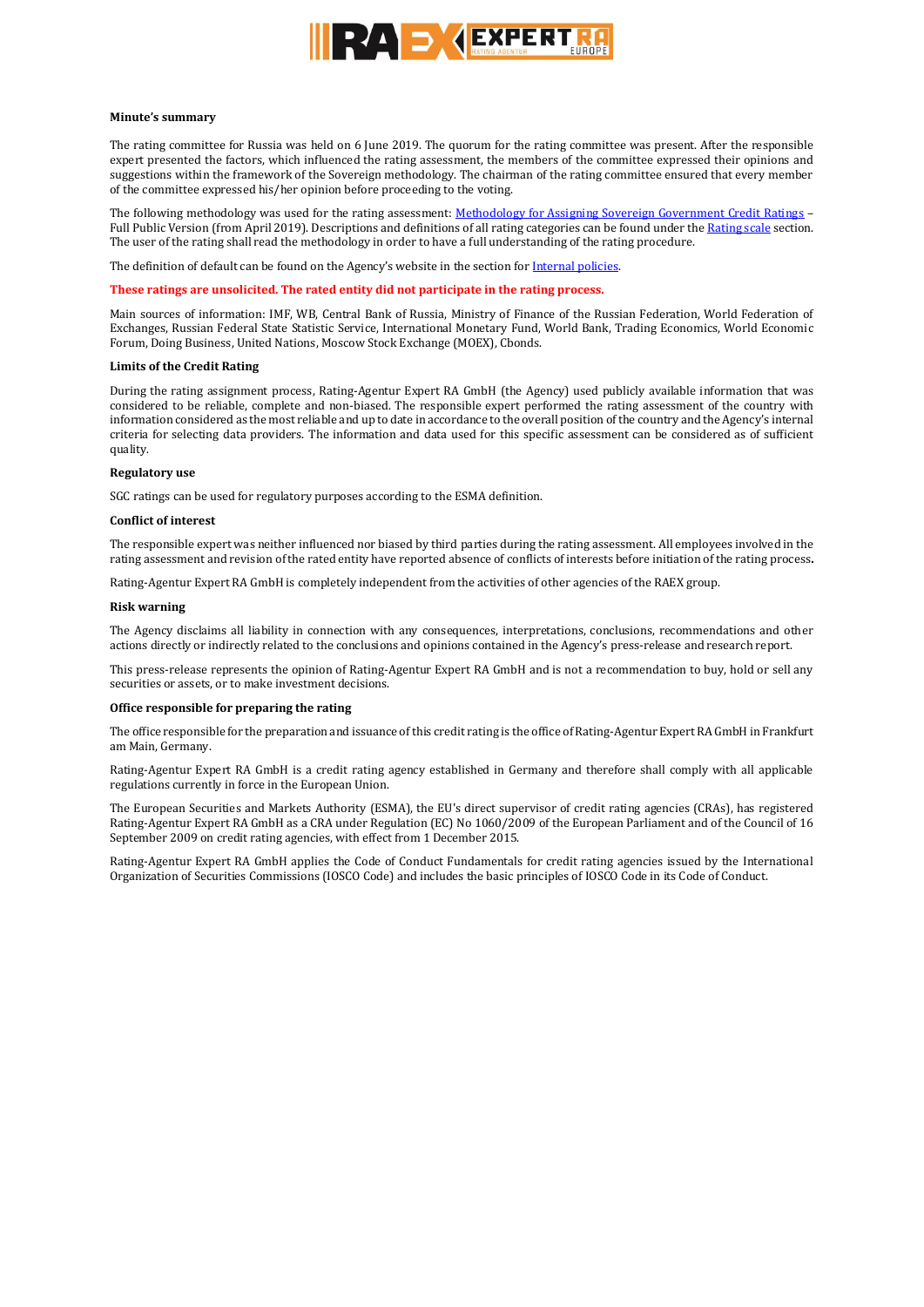**Minute's summary**

The rating committee for Russia was held on 6 June 2019. The quorum for the rating committee was present. After the responsible expert presented the factors, which influenced the rating assessment, the members of the committee expressed their opinions and suggestions within the framework of the Sovereign methodology. The chairman of the rating committee ensured that every member of the committee expressed his/her opinion before proceeding to the voting.

The following methodology was used for the rating assessment: [Methodology for Assigning Sovereign Government Credit Ratings](#) – Full Public Version (from April 2019). Descriptions and definitions of all rating categories can be found under the [Rating scale](#) section. The user of the rating shall read the methodology in order to have a full understanding of the rating procedure.

The definition of default can be found on the Agency's website in the section for [Internal policies](#).

**These ratings are unsolicited. The rated entity did not participate in the rating process.**

Main sources of information: IMF, WB, Central Bank of Russia, Ministry of Finance of the Russian Federation, World Federation of Exchanges, Russian Federal State Statistic Service, International Monetary Fund, World Bank, Trading Economics, World Economic Forum, Doing Business, United Nations, Moscow Stock Exchange (MOEX), Cbonds.

**Limits of the Credit Rating**

During the rating assignment process, Rating-Agentur Expert RA GmbH (the Agency) used publicly available information that was considered to be reliable, complete and non-biased. The responsible expert performed the rating assessment of the country with information considered as the most reliable and up to date in accordance to the overall position of the country and the Agency's internal criteria for selecting data providers. The information and data used for this specific assessment can be considered as of sufficient quality.

**Regulatory use**

SGC ratings can be used for regulatory purposes according to the ESMA definition.

**Conflict of interest**

The responsible expert was neither influenced nor biased by third parties during the rating assessment. All employees involved in the rating assessment and revision of the rated entity have reported absence of conflicts of interests before initiation of the rating process**.**

Rating-Agentur Expert RA GmbH is completely independent from the activities of other agencies of the RAEX group.

**Risk warning**

The Agency disclaims all liability in connection with any consequences, interpretations, conclusions, recommendations and other actions directly or indirectly related to the conclusions and opinions contained in the Agency's press-release and research report.

This press-release represents the opinion of Rating-Agentur Expert RA GmbH and is not a recommendation to buy, hold or sell any securities or assets, or to make investment decisions.

**Office responsible for preparing the rating**

The office responsible for the preparation and issuance of this credit rating is the office of Rating-Agentur Expert RA GmbH in Frankfurt am Main, Germany.

Rating-Agentur Expert RA GmbH is a credit rating agency established in Germany and therefore shall comply with all applicable regulations currently in force in the European Union.

The European Securities and Markets Authority (ESMA), the EU's direct supervisor of credit rating agencies (CRAs), has registered Rating-Agentur Expert RA GmbH as a CRA under Regulation (EC) No 1060/2009 of the European Parliament and of the Council of 16 September 2009 on credit rating agencies, with effect from 1 December 2015.

Rating-Agentur Expert RA GmbH applies the Code of Conduct Fundamentals for credit rating agencies issued by the International Organization of Securities Commissions (IOSCO Code) and includes the basic principles of IOSCO Code in its Code of Conduct.